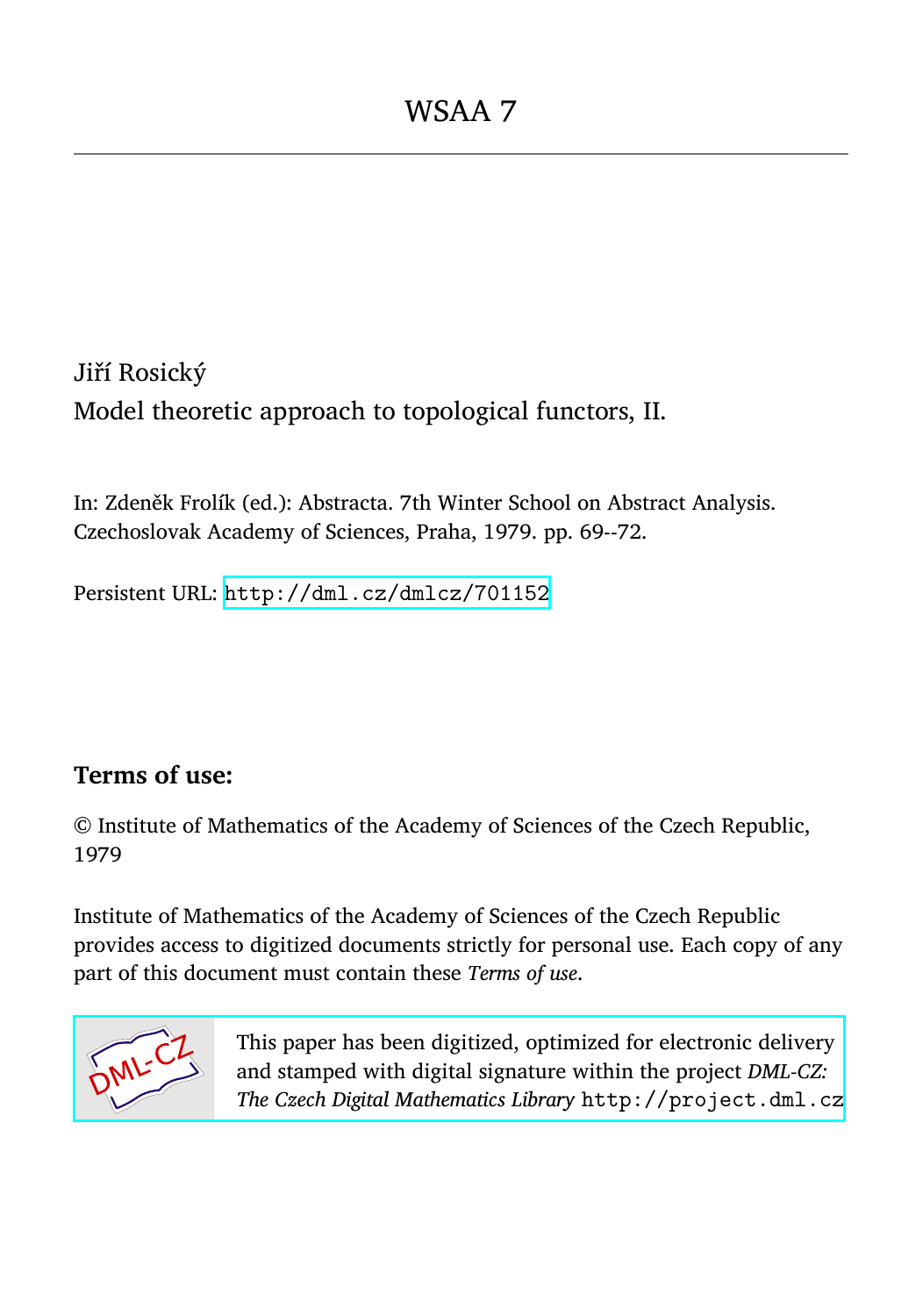# WSAA 7

Jiří Rosický

Model theoretic approach to topological functors, II.

In: Zdeněk Frolík (ed.): Abstracta. 7th Winter School on Abstract Analysis. Czechoslovak Academy of Sciences, Praha, 1979. pp. 69--72.

Persistent URL: http://dml.cz/dmlcz/701152

## Terms of use:

© Institute of Mathematics of the Academy of Sciences of the Czech Republic, 1979

Institute of Mathematics of the Academy of Sciences of the Czech Republic provides access to digitized documents strictly for personal use. Each copy of any part of this document must contain these *Terms of use*.

This paper has been digitized, optimized for electronic delivery and stamped with digital signature within the project *DML-CZ: The Czech Digital Mathematics Library* http://project.dml.cz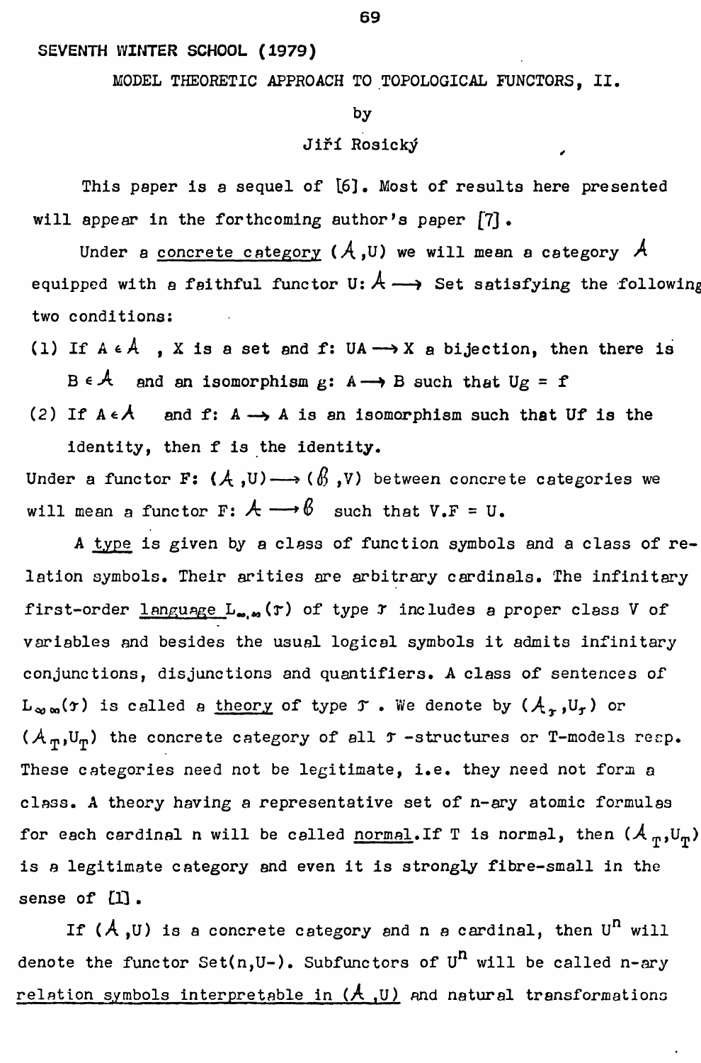SEVENTH WINTER SCHOOL (1979)

MODEL THEORETIC APPROACH TO TOPOLOGICAL FUNCTORS, II.

by

Jiří Rosický

This paper is a sequel of [6]. Most of results here presented will appear in the forthcoming author's paper [7].

Under a <u>concrete category</u> $(\mathcal{A},U)$ we will mean a category $\mathcal{A}$ equipped with a faithful functor $U: \mathcal{A} \longrightarrow$ Set satisfying the following two conditions:

(1) If $A \in \mathcal{A}$, $X$ is a set and $f: UA \longrightarrow X$ a bijection, then there is $B \in \mathcal{A}$ and an isomorphism $g: A \longrightarrow B$ such that $Ug = f$

(2) If $A \in \mathcal{A}$ and $f: A \longrightarrow A$ is an isomorphism such that $Uf$ is the identity, then $f$ is the identity.

Under a functor $F: (\mathcal{A},U) \longrightarrow (\mathcal{B},V)$ between concrete categories we will mean a functor $F: \mathcal{A} \longrightarrow \mathcal{B}$ such that $V.F = U$.

A <u>type</u> is given by a class of function symbols and a class of relation symbols. Their arities are arbitrary cardinals. The infinitary first-order <u>language</u> $L_{\infty,\infty}(\mathcal{T})$ of type $\mathcal{T}$ includes a proper class V of variables and besides the usual logical symbols it admits infinitary conjunctions, disjunctions and quantifiers. A class of sentences of $L_{\infty\infty}(\mathcal{T})$ is called a <u>theory</u> of type $\mathcal{T}$. We denote by $(\mathcal{A}_{\mathcal{T}},U_{\mathcal{T}})$ or $(\mathcal{A}_T,U_T)$ the concrete category of all $\mathcal{T}$-structures or T-models resp. These categories need not be legitimate, i.e. they need not form a class. A theory having a representative set of n-ary atomic formulas for each cardinal n will be called <u>normal</u>. If T is normal, then $(\mathcal{A}_T,U_T)$ is a legitimate category and even it is strongly fibre-small in the sense of [1].

If $(\mathcal{A},U)$ is a concrete category and n a cardinal, then $U^n$ will denote the functor Set(n,U-). Subfunctors of $U^n$ will be called <u>n-ary relation symbols interpretable in $(\mathcal{A},U)$</u> and natural transformations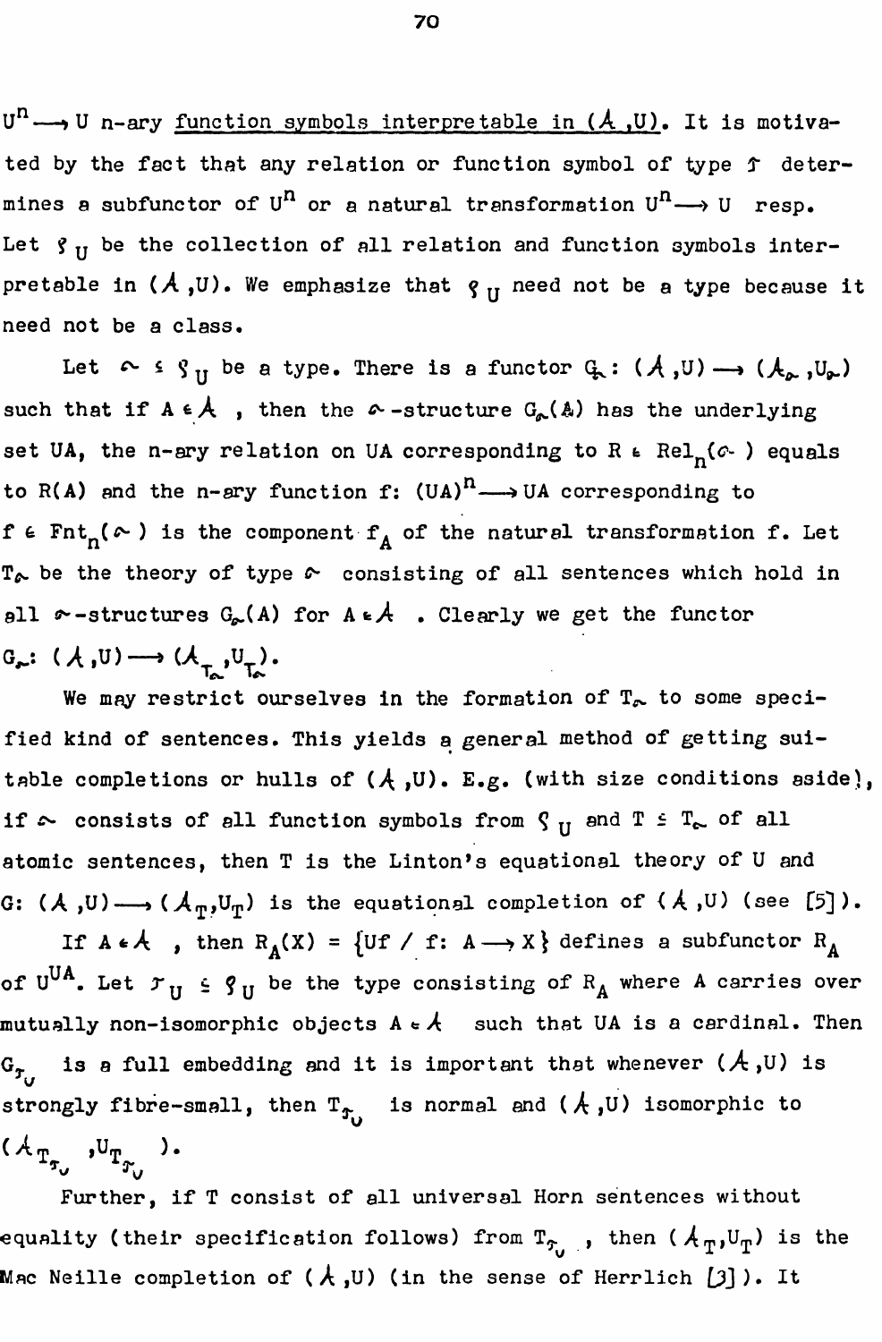$U^n \longrightarrow U$ n-ary <u>function symbols interpretable in $(\mathcal{A}, U)$</u>. It is motivated by the fact that any relation or function symbol of type $\tau$ determines a subfunctor of $U^n$ or a natural transformation $U^n \longrightarrow U$ resp. Let $\varrho_U$ be the collection of all relation and function symbols interpretable in $(\mathcal{A}, U)$. We emphasize that $\varrho_U$ need not be a type because it need not be a class.

Let $\sigma \leq \varrho_U$ be a type. There is a functor $G_\sigma : (\mathcal{A}, U) \longrightarrow (\mathcal{A}_\sigma, U_\sigma)$ such that if $A \in \mathcal{A}$, then the $\sigma$-structure $G_\sigma(A)$ has the underlying set $UA$, the n-ary relation on $UA$ corresponding to $R \in \mathrm{Rel}_n(\sigma)$ equals to $R(A)$ and the n-ary function $f: (UA)^n \longrightarrow UA$ corresponding to $f \in \mathrm{Fnt}_n(\sigma)$ is the component $f_A$ of the natural transformation $f$. Let $T_\sigma$ be the theory of type $\sigma$ consisting of all sentences which hold in all $\sigma$-structures $G_\sigma(A)$ for $A \in \mathcal{A}$. Clearly we get the functor $G_\sigma : (\mathcal{A}, U) \longrightarrow (\mathcal{A}_{T_\sigma}, U_{T_\sigma})$.

We may restrict ourselves in the formation of $T_\sigma$ to some specified kind of sentences. This yields a general method of getting suitable completions or hulls of $(\mathcal{A}, U)$. E.g. (with size conditions aside), if $\sigma$ consists of all function symbols from $\varrho_U$ and $T \leq T_\sigma$ of all atomic sentences, then $T$ is the Linton's equational theory of $U$ and $G: (\mathcal{A}, U) \longrightarrow (\mathcal{A}_T, U_T)$ is the equational completion of $(\mathcal{A}, U)$ (see [5]).

If $A \in \mathcal{A}$, then $R_A(X) = \{Uf \,/\, f: A \longrightarrow X\}$ defines a subfunctor $R_A$ of $U^{UA}$. Let $\tau_U \leq \varrho_U$ be the type consisting of $R_A$ where $A$ carries over mutually non-isomorphic objects $A \in \mathcal{A}$ such that $UA$ is a cardinal. Then $G_{\tau_U}$ is a full embedding and it is important that whenever $(\mathcal{A}, U)$ is strongly fibre-small, then $T_{\tau_U}$ is normal and $(\mathcal{A}, U)$ isomorphic to $(\mathcal{A}_{T_{\tau_U}}, U_{T_{\tau_U}})$.

Further, if $T$ consist of all universal Horn sentences without equality (their specification follows) from $T_{\tau_U}$, then $(\mathcal{A}_T, U_T)$ is the Mac Neille completion of $(\mathcal{A}, U)$ (in the sense of Herrlich [3]). It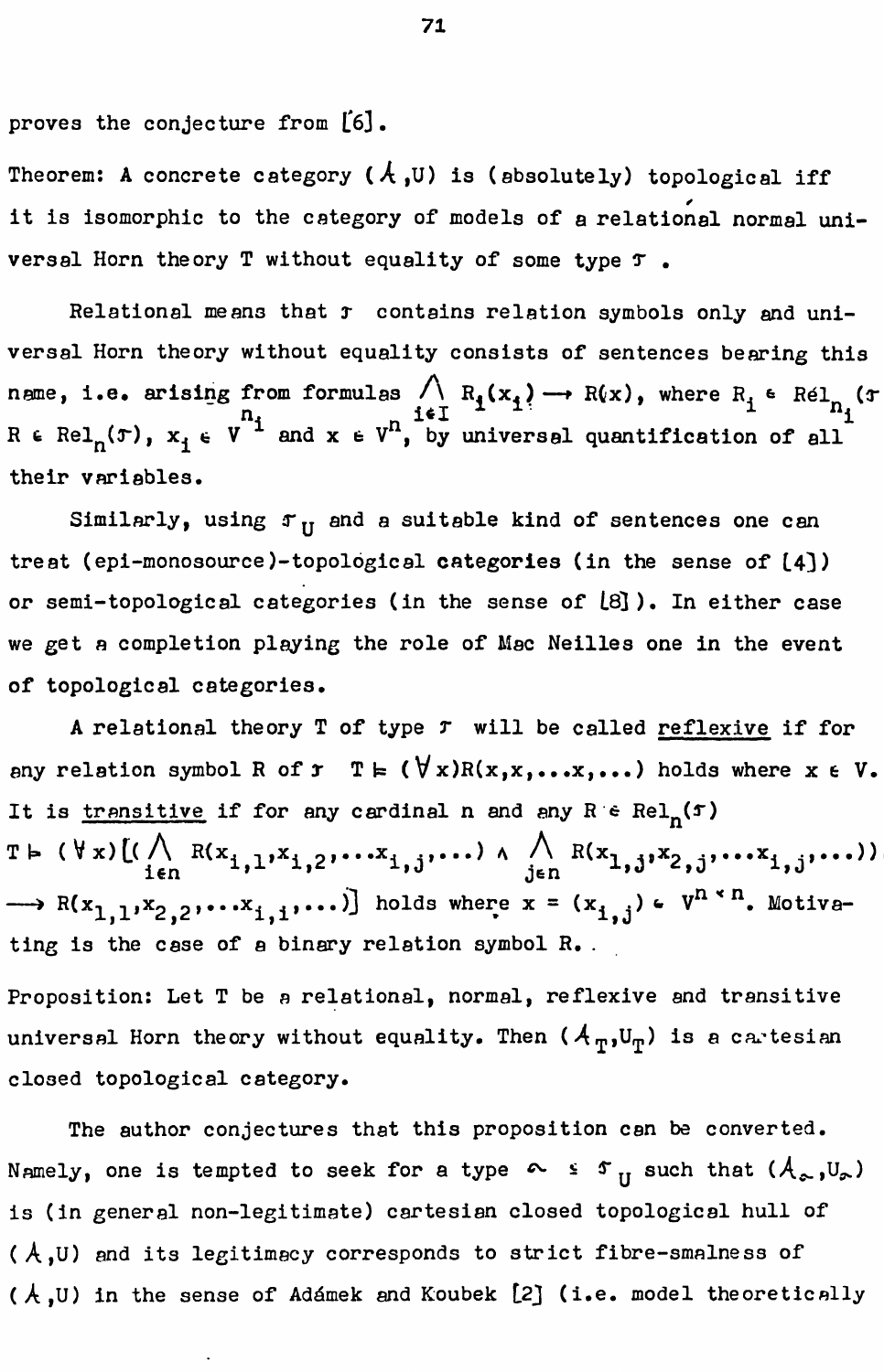proves the conjecture from [6].

Theorem: A concrete category $(\mathcal{A}, U)$ is (absolutely) topological iff it is isomorphic to the category of models of a relational normal universal Horn theory T without equality of some type $\tau$ .

Relational means that $\tau$ contains relation symbols only and universal Horn theory without equality consists of sentences bearing this name, i.e. arising from formulas $\bigwedge_{i \in I} R_i(x_i) \longrightarrow R(x)$, where $R_i \in \mathrm{Rel}_{n_i}(\tau)$, $R \in \mathrm{Rel}_n(\tau)$, $x_i \in V^{n_i}$ and $x \in V^n$, by universal quantification of all their variables.

Similarly, using $\tau_U$ and a suitable kind of sentences one can treat (epi-monosource)-topological categories (in the sense of [4]) or semi-topological categories (in the sense of [8]). In either case we get a completion playing the role of Mac Neilles one in the event of topological categories.

A relational theory T of type $\tau$ will be called reflexive if for any relation symbol R of $\tau$ $T \models (\forall x) R(x, x, \dots x, \dots)$ holds where $x \in V$. It is transitive if for any cardinal n and any $R \in \mathrm{Rel}_n(\tau)$
$T \models (\forall x)[(\bigwedge_{i \in n} R(x_{i,1}, x_{i,2}, \dots x_{i,j}, \dots) \wedge \bigwedge_{j \in n} R(x_{1,j}, x_{2,j}, \dots x_{i,j}, \dots)) \longrightarrow R(x_{1,1}, x_{2,2}, \dots x_{i,i}, \dots)]$ holds where $x = (x_{i,j}) \in V^{n \times n}$. Motivating is the case of a binary relation symbol R. .

Proposition: Let T be a relational, normal, reflexive and transitive universal Horn theory without equality. Then $(\mathcal{A}_T, U_T)$ is a cartesian closed topological category.

The author conjectures that this proposition can be converted. Namely, one is tempted to seek for a type $\sigma \leq \tau_U$ such that $(\mathcal{A}_\sigma, U_\sigma)$ is (in general non-legitimate) cartesian closed topological hull of $(\mathcal{A}, U)$ and its legitimacy corresponds to strict fibre-smalness of $(\mathcal{A}, U)$ in the sense of Adámek and Koubek [2] (i.e. model theoretically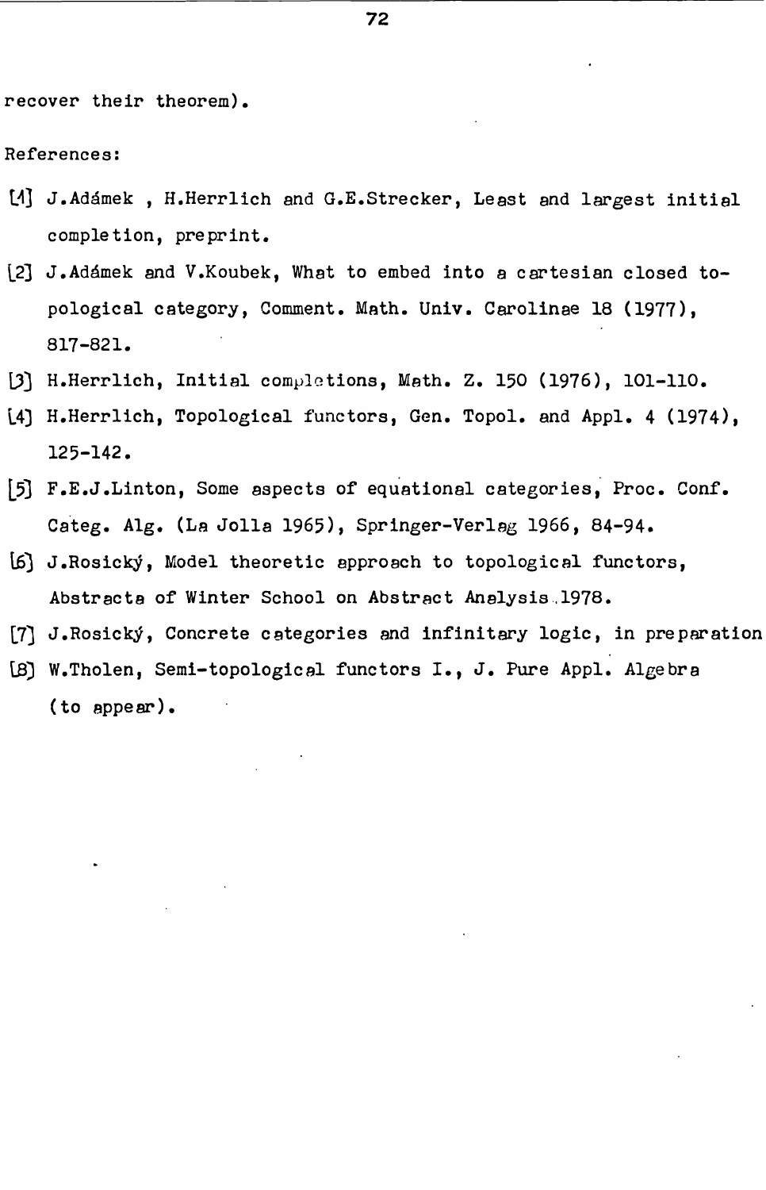recover their theorem).

References:

[1] J.Adámek , H.Herrlich and G.E.Strecker, Least and largest initial completion, preprint.

[2] J.Adámek and V.Koubek, What to embed into a cartesian closed topological category, Comment. Math. Univ. Carolinae 18 (1977), 817-821.

[3] H.Herrlich, Initial completions, Math. Z. 150 (1976), 101-110.

[4] H.Herrlich, Topological functors, Gen. Topol. and Appl. 4 (1974), 125-142.

[5] F.E.J.Linton, Some aspects of equational categories, Proc. Conf. Categ. Alg. (La Jolla 1965), Springer-Verlag 1966, 84-94.

[6] J.Rosický, Model theoretic approach to topological functors, Abstracta of Winter School on Abstract Analysis 1978.

[7] J.Rosický, Concrete categories and infinitary logic, in preparation

[8] W.Tholen, Semi-topological functors I., J. Pure Appl. Algebra (to appear).